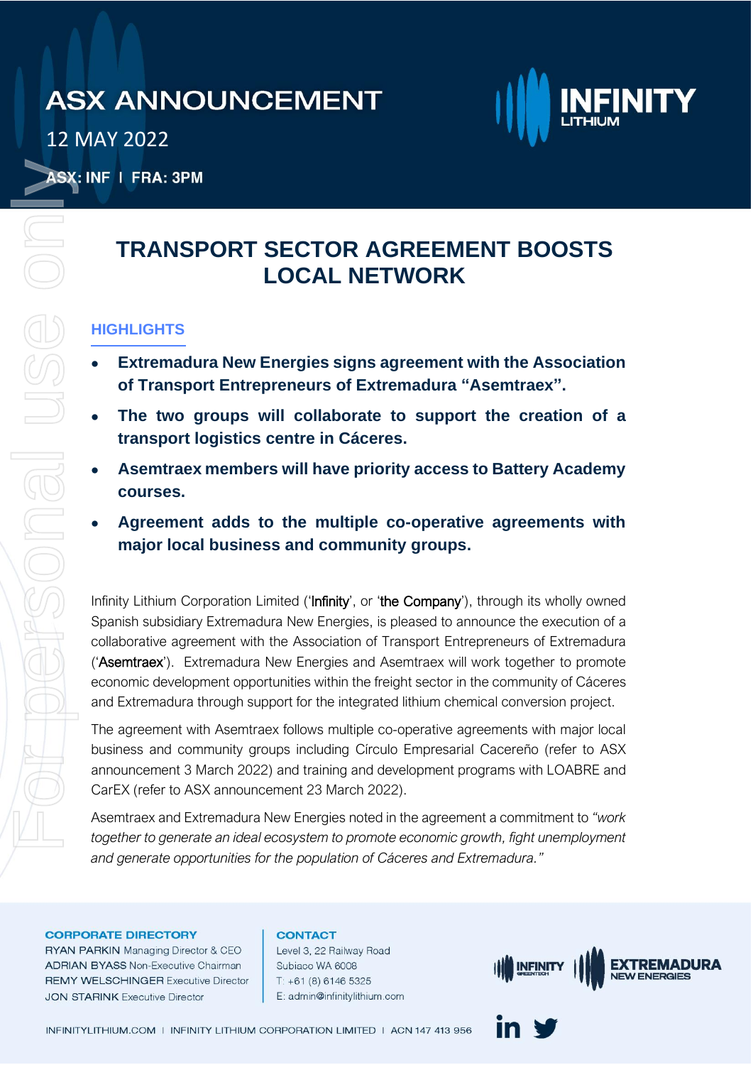# ASX ANNOUNCEMENT

12 MAY 2022

ASX: INF | FRA: 3PM

# TRANSPORT SECTOR AGREEMENT BOOSTS LOCAL NETWORK

## HIGHLIGHTS

- **Extremadura New Energies signs agreement with the Association of Transport Entrepreneurs of Extremadura "Asemtraex".**
- **The two groups will collaborate to support the creation of a transport logistics centre in Cáceres.**
- **Asemtraex members will have priority access to Battery Academy courses.**
- **Agreement adds to the multiple co-operative agreements with major local business and community groups.**

Infinity Lithium Corporation Limited ('Infinity', or 'the Company'), through its wholly owned Spanish subsidiary Extremadura New Energies, is pleased to announce the execution of a collaborative agreement with the Association of Transport Entrepreneurs of Extremadura ('Asemtraex'). Extremadura New Energies and Asemtraex will work together to promote economic development opportunities within the freight sector in the community of Cáceres and Extremadura through support for the integrated lithium chemical conversion project.

The agreement with Asemtraex follows multiple co-operative agreements with major local business and community groups including Círculo Empresarial Cacereño (refer to ASX announcement 3 March 2022) and training and development programs with LOABRE and CarEX (refer to ASX announcement 23 March 2022).

Asemtraex and Extremadura New Energies noted in the agreement a commitment to *"work together to generate an ideal ecosystem to promote economic growth, fight unemployment and generate opportunities for the population of Cáceres and Extremadura."*

**CORPORATE DIRECTORY**
RYAN PARKIN Managing Director & CEO
ADRIAN BYASS Non-Executive Chairman
REMY WELSCHINGER Executive Director
JON STARINK Executive Director

**CONTACT**
Level 3, 22 Railway Road
Subiaco WA 6008
T: +61 (8) 6146 5325
E: admin@infinitylithium.com

INFINITYLITHIUM.COM | INFINITY LITHIUM CORPORATION LIMITED | ACN 147 413 956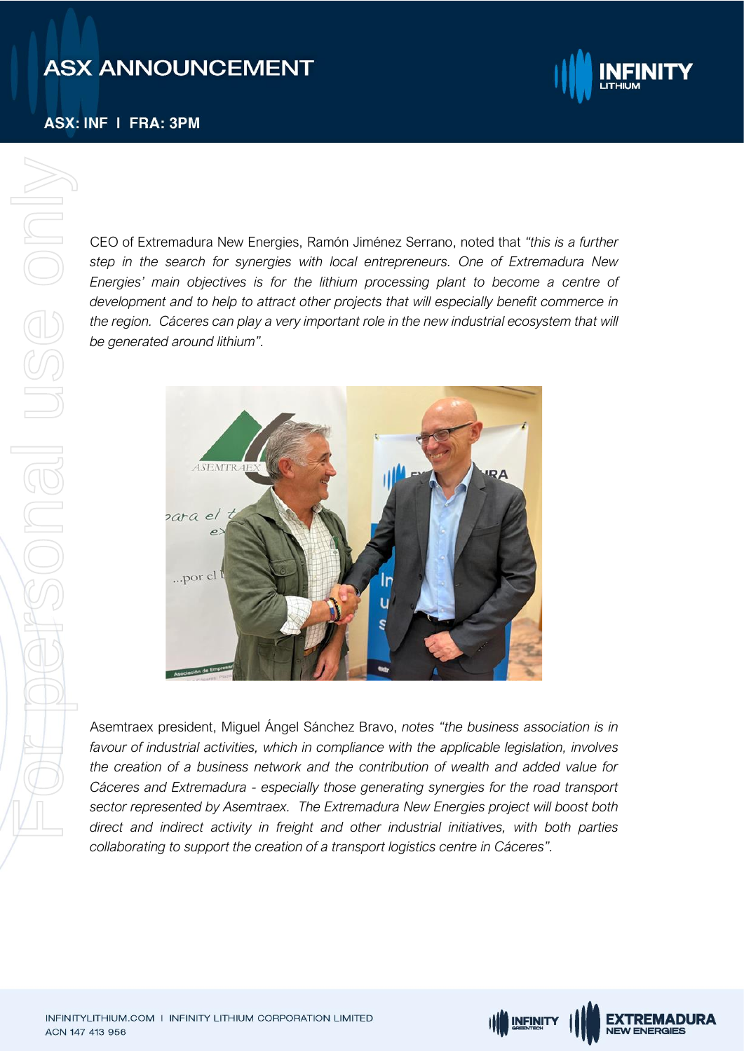CEO of Extremadura New Energies, Ramón Jiménez Serrano, noted that *"this is a further step in the search for synergies with local entrepreneurs. One of Extremadura New Energies' main objectives is for the lithium processing plant to become a centre of development and to help to attract other projects that will especially benefit commerce in the region. Cáceres can play a very important role in the new industrial ecosystem that will be generated around lithium".*

Asemtraex president, Miguel Ángel Sánchez Bravo, *notes "the business association is in favour of industrial activities, which in compliance with the applicable legislation, involves the creation of a business network and the contribution of wealth and added value for Cáceres and Extremadura - especially those generating synergies for the road transport sector represented by Asemtraex. The Extremadura New Energies project will boost both direct and indirect activity in freight and other industrial initiatives, with both parties collaborating to support the creation of a transport logistics centre in Cáceres".*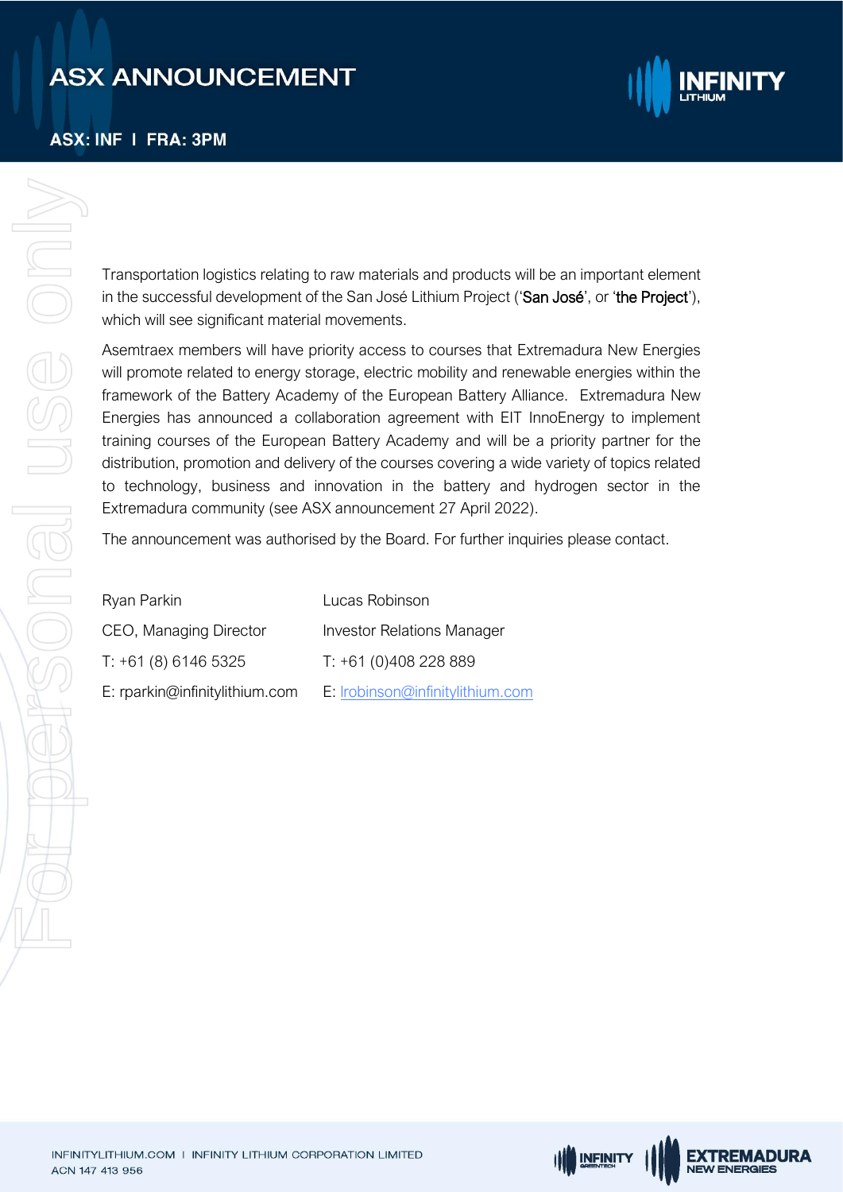Transportation logistics relating to raw materials and products will be an important element in the successful development of the San José Lithium Project ('**San José**', or '**the Project**'), which will see significant material movements.

Asemtraex members will have priority access to courses that Extremadura New Energies will promote related to energy storage, electric mobility and renewable energies within the framework of the Battery Academy of the European Battery Alliance. Extremadura New Energies has announced a collaboration agreement with EIT InnoEnergy to implement training courses of the European Battery Academy and will be a priority partner for the distribution, promotion and delivery of the courses covering a wide variety of topics related to technology, business and innovation in the battery and hydrogen sector in the Extremadura community (see ASX announcement 27 April 2022).

The announcement was authorised by the Board. For further inquiries please contact.

| | |
|---|---|
| Ryan Parkin | Lucas Robinson |
| CEO, Managing Director | Investor Relations Manager |
| T: +61 (8) 6146 5325 | T: +61 (0)408 228 889 |
| E: rparkin@infinitylithium.com | E: lrobinson@infinitylithium.com |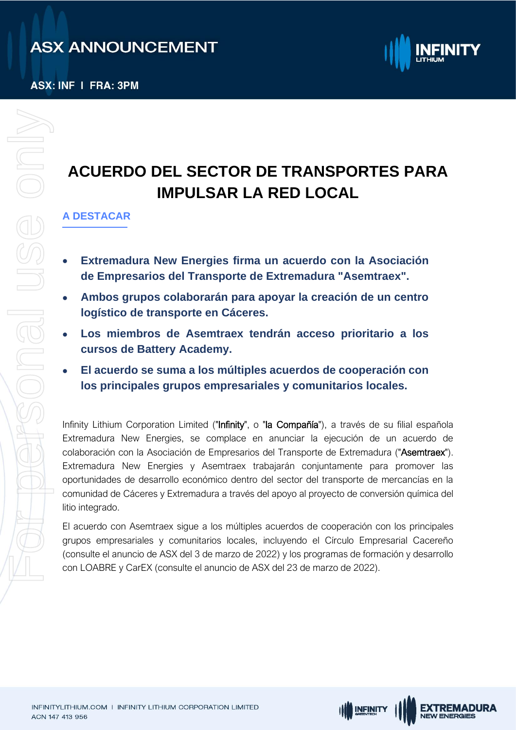# ACUERDO DEL SECTOR DE TRANSPORTES PARA IMPULSAR LA RED LOCAL

## A DESTACAR

- **Extremadura New Energies firma un acuerdo con la Asociación de Empresarios del Transporte de Extremadura "Asemtraex".**
- **Ambos grupos colaborarán para apoyar la creación de un centro logístico de transporte en Cáceres.**
- **Los miembros de Asemtraex tendrán acceso prioritario a los cursos de Battery Academy.**
- **El acuerdo se suma a los múltiples acuerdos de cooperación con los principales grupos empresariales y comunitarios locales.**

Infinity Lithium Corporation Limited ("**Infinity**", o "**la Compañía**"), a través de su filial española Extremadura New Energies, se complace en anunciar la ejecución de un acuerdo de colaboración con la Asociación de Empresarios del Transporte de Extremadura ("**Asemtraex**"). Extremadura New Energies y Asemtraex trabajarán conjuntamente para promover las oportunidades de desarrollo económico dentro del sector del transporte de mercancías en la comunidad de Cáceres y Extremadura a través del apoyo al proyecto de conversión química del litio integrado.

El acuerdo con Asemtraex sigue a los múltiples acuerdos de cooperación con los principales grupos empresariales y comunitarios locales, incluyendo el Círculo Empresarial Cacereño (consulte el anuncio de ASX del 3 de marzo de 2022) y los programas de formación y desarrollo con LOABRE y CarEX (consulte el anuncio de ASX del 23 de marzo de 2022).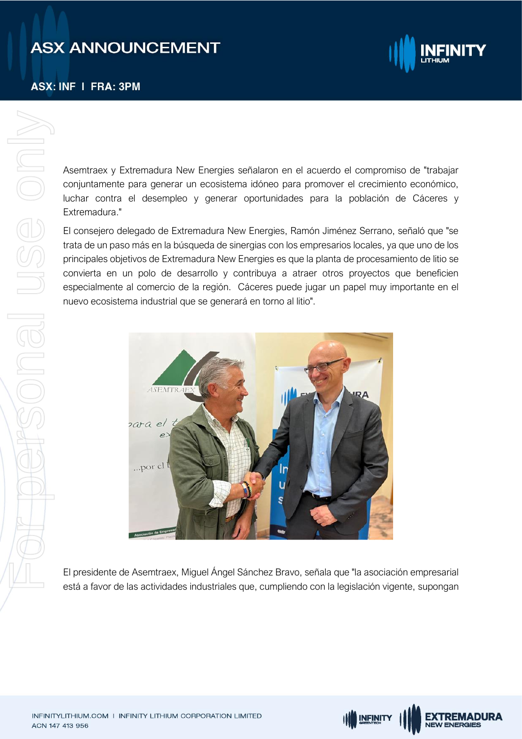Asemtraex y Extremadura New Energies señalaron en el acuerdo el compromiso de "trabajar conjuntamente para generar un ecosistema idóneo para promover el crecimiento económico, luchar contra el desempleo y generar oportunidades para la población de Cáceres y Extremadura."

El consejero delegado de Extremadura New Energies, Ramón Jiménez Serrano, señaló que "se trata de un paso más en la búsqueda de sinergias con los empresarios locales, ya que uno de los principales objetivos de Extremadura New Energies es que la planta de procesamiento de litio se convierta en un polo de desarrollo y contribuya a atraer otros proyectos que beneficien especialmente al comercio de la región. Cáceres puede jugar un papel muy importante en el nuevo ecosistema industrial que se generará en torno al litio".

El presidente de Asemtraex, Miguel Ángel Sánchez Bravo, señala que "la asociación empresarial está a favor de las actividades industriales que, cumpliendo con la legislación vigente, supongan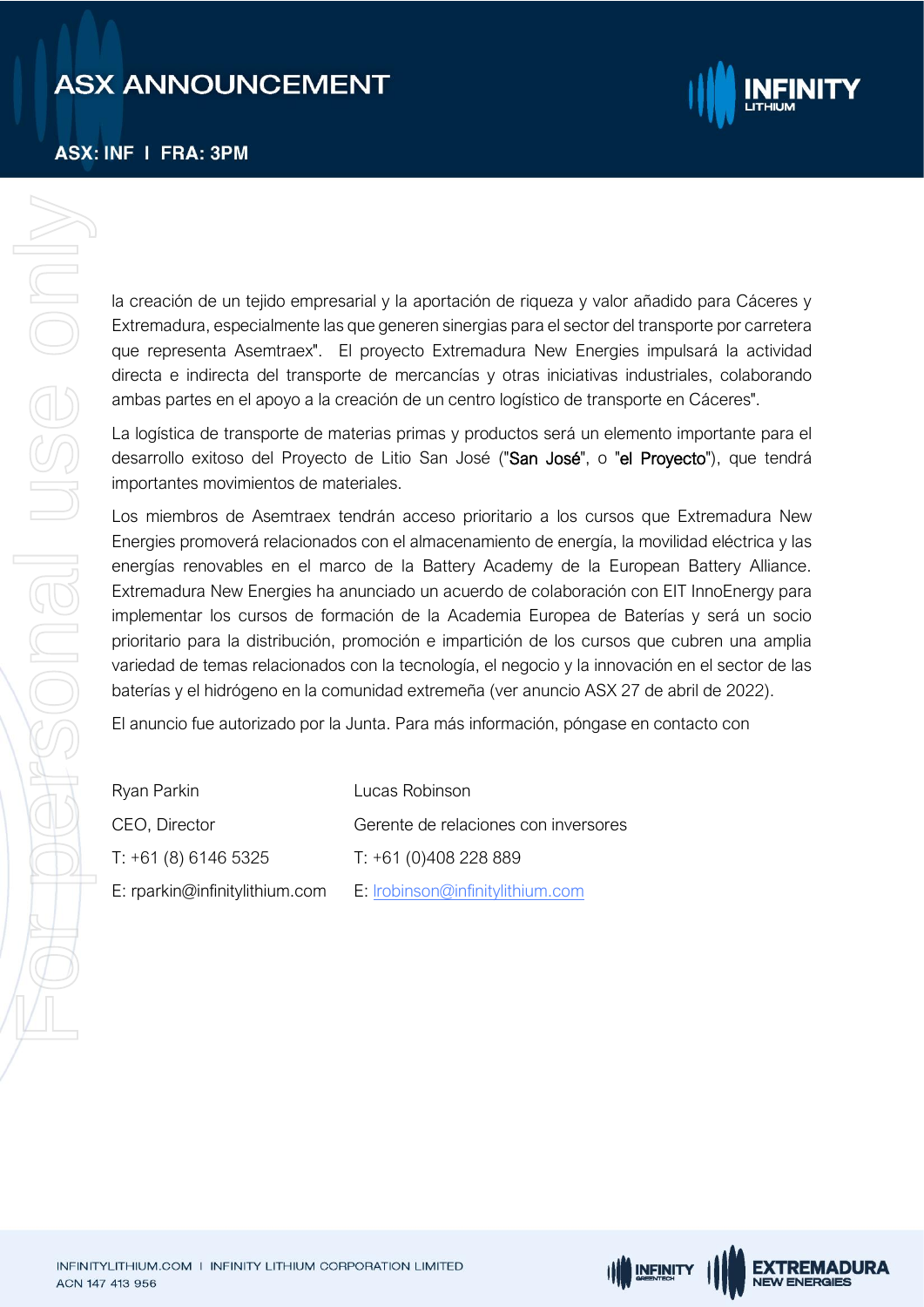la creación de un tejido empresarial y la aportación de riqueza y valor añadido para Cáceres y Extremadura, especialmente las que generen sinergias para el sector del transporte por carretera que representa Asemtraex". El proyecto Extremadura New Energies impulsará la actividad directa e indirecta del transporte de mercancías y otras iniciativas industriales, colaborando ambas partes en el apoyo a la creación de un centro logístico de transporte en Cáceres".

La logística de transporte de materias primas y productos será un elemento importante para el desarrollo exitoso del Proyecto de Litio San José ("**San José**", o "**el Proyecto**"), que tendrá importantes movimientos de materiales.

Los miembros de Asemtraex tendrán acceso prioritario a los cursos que Extremadura New Energies promoverá relacionados con el almacenamiento de energía, la movilidad eléctrica y las energías renovables en el marco de la Battery Academy de la European Battery Alliance. Extremadura New Energies ha anunciado un acuerdo de colaboración con EIT InnoEnergy para implementar los cursos de formación de la Academia Europea de Baterías y será un socio prioritario para la distribución, promoción e impartición de los cursos que cubren una amplia variedad de temas relacionados con la tecnología, el negocio y la innovación en el sector de las baterías y el hidrógeno en la comunidad extremeña (ver anuncio ASX 27 de abril de 2022).

El anuncio fue autorizado por la Junta. Para más información, póngase en contacto con

| | |
|---|---|
| Ryan Parkin | Lucas Robinson |
| CEO, Director | Gerente de relaciones con inversores |
| T: +61 (8) 6146 5325 | T: +61 (0)408 228 889 |
| E: rparkin@infinitylithium.com | E: lrobinson@infinitylithium.com |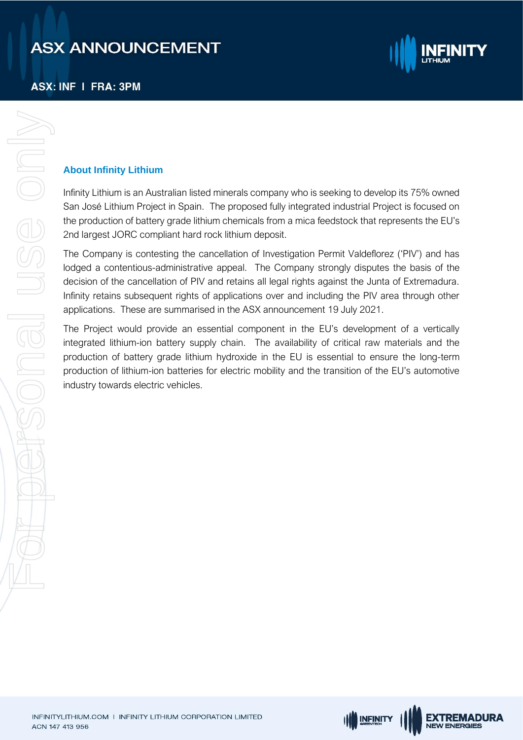### About Infinity Lithium

Infinity Lithium is an Australian listed minerals company who is seeking to develop its 75% owned San José Lithium Project in Spain. The proposed fully integrated industrial Project is focused on the production of battery grade lithium chemicals from a mica feedstock that represents the EU's 2nd largest JORC compliant hard rock lithium deposit.

The Company is contesting the cancellation of Investigation Permit Valdeflorez ('PIV') and has lodged a contentious-administrative appeal. The Company strongly disputes the basis of the decision of the cancellation of PIV and retains all legal rights against the Junta of Extremadura. Infinity retains subsequent rights of applications over and including the PIV area through other applications. These are summarised in the ASX announcement 19 July 2021.

The Project would provide an essential component in the EU's development of a vertically integrated lithium-ion battery supply chain. The availability of critical raw materials and the production of battery grade lithium hydroxide in the EU is essential to ensure the long-term production of lithium-ion batteries for electric mobility and the transition of the EU's automotive industry towards electric vehicles.